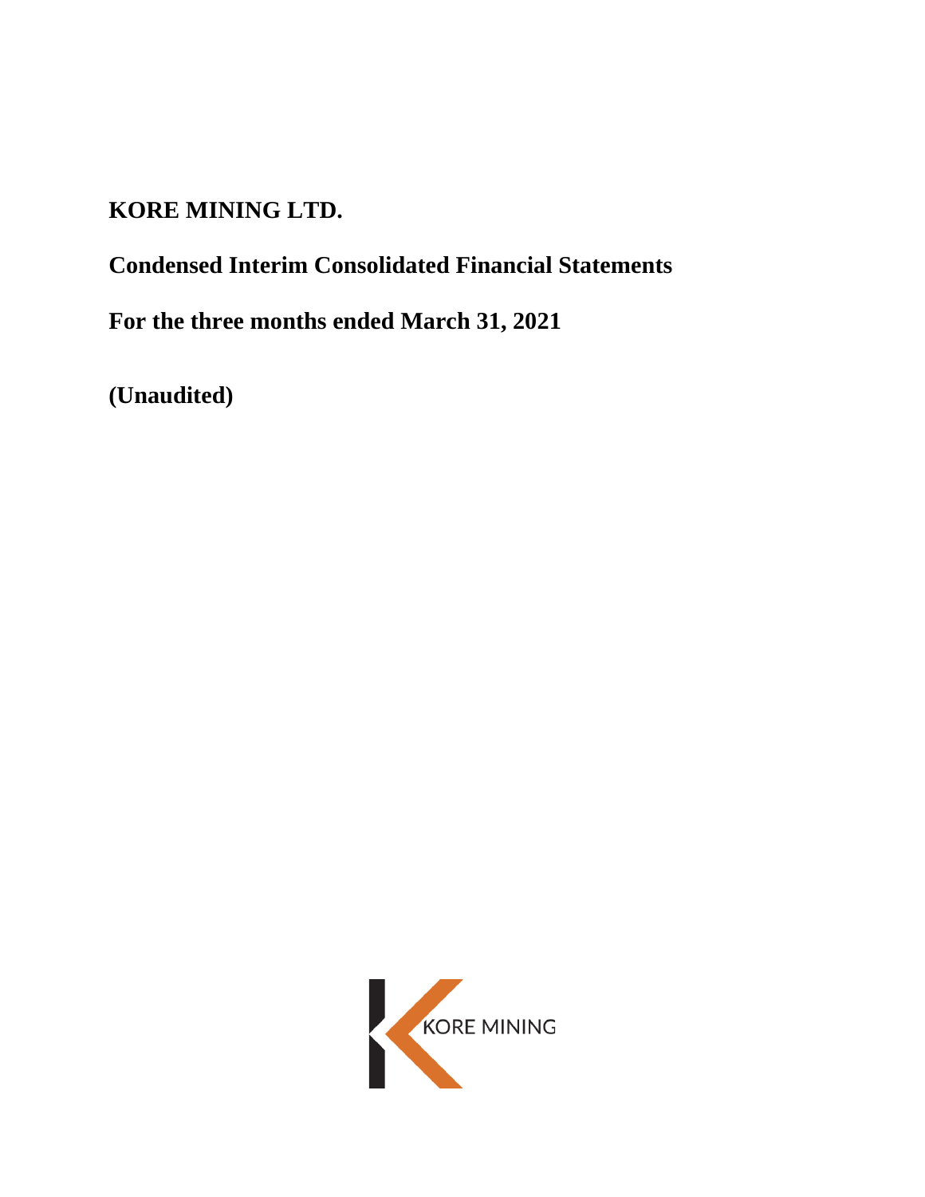# KORE MINING LTD.

## Condensed Interim Consolidated Financial Statements

## For the three months ended March 31, 2021

## (Unaudited)

KORE MINING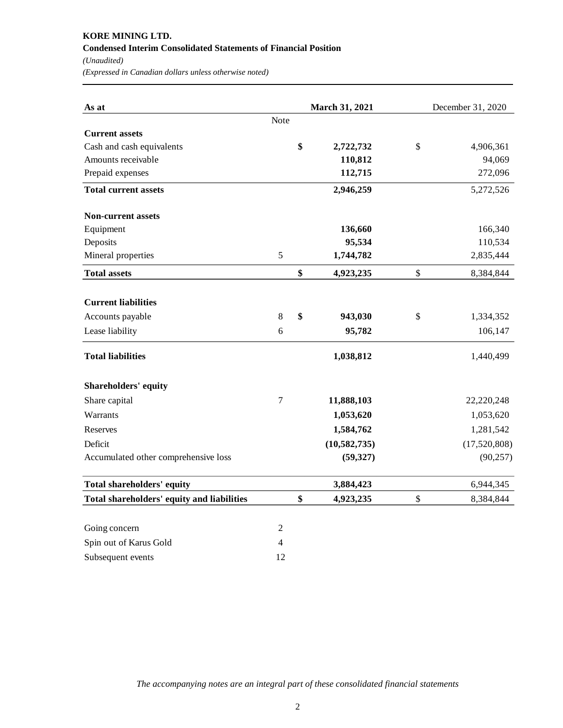**KORE MINING LTD.**

**Condensed Interim Consolidated Statements of Financial Position**

*(Unaudited)*

*(Expressed in Canadian dollars unless otherwise noted)*

| As at | Note | **March 31, 2021** | December 31, 2020 |
|---|---|---|---|
| **Current assets** | | | |
| Cash and cash equivalents | | **$ 2,722,732** | $ 4,906,361 |
| Amounts receivable | | **110,812** | 94,069 |
| Prepaid expenses | | **112,715** | 272,096 |
| **Total current assets** | | **2,946,259** | 5,272,526 |
| **Non-current assets** | | | |
| Equipment | | **136,660** | 166,340 |
| Deposits | | **95,534** | 110,534 |
| Mineral properties | 5 | **1,744,782** | 2,835,444 |
| **Total assets** | | **$ 4,923,235** | $ 8,384,844 |
| **Current liabilities** | | | |
| Accounts payable | 8 | **$ 943,030** | $ 1,334,352 |
| Lease liability | 6 | **95,782** | 106,147 |
| **Total liabilities** | | **1,038,812** | 1,440,499 |
| **Shareholders' equity** | | | |
| Share capital | 7 | **11,888,103** | 22,220,248 |
| Warrants | | **1,053,620** | 1,053,620 |
| Reserves | | **1,584,762** | 1,281,542 |
| Deficit | | **(10,582,735)** | (17,520,808) |
| Accumulated other comprehensive loss | | **(59,327)** | (90,257) |
| **Total shareholders' equity** | | **3,884,423** | 6,944,345 |
| **Total shareholders' equity and liabilities** | | **$ 4,923,235** | $ 8,384,844 |

| | |
|---|---|
| Going concern | 2 |
| Spin out of Karus Gold | 4 |
| Subsequent events | 12 |

*The accompanying notes are an integral part of these consolidated financial statements*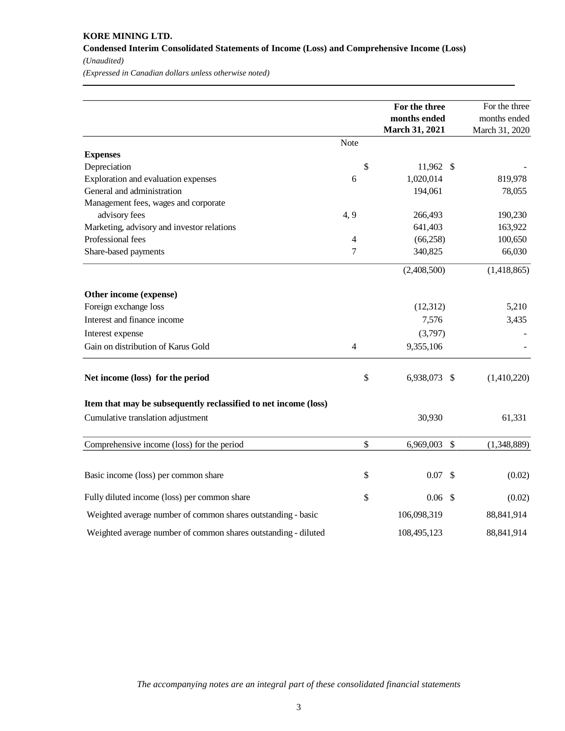**KORE MINING LTD.**

**Condensed Interim Consolidated Statements of Income (Loss) and Comprehensive Income (Loss)**

*(Unaudited)*

*(Expressed in Canadian dollars unless otherwise noted)*

| | Note | | **For the three months ended March 31, 2021** | | For the three months ended March 31, 2020 |
|---|---|---|---|---|---|
| **Expenses** | | | | | |
| Depreciation | | $ | 11,962 | $ | - |
| Exploration and evaluation expenses | 6 | | 1,020,014 | | 819,978 |
| General and administration | | | 194,061 | | 78,055 |
| Management fees, wages and corporate advisory fees | 4, 9 | | 266,493 | | 190,230 |
| Marketing, advisory and investor relations | | | 641,403 | | 163,922 |
| Professional fees | 4 | | (66,258) | | 100,650 |
| Share-based payments | 7 | | 340,825 | | 66,030 |
| | | | (2,408,500) | | (1,418,865) |
| **Other income (expense)** | | | | | |
| Foreign exchange loss | | | (12,312) | | 5,210 |
| Interest and finance income | | | 7,576 | | 3,435 |
| Interest expense | | | (3,797) | | - |
| Gain on distribution of Karus Gold | 4 | | 9,355,106 | | - |
| **Net income (loss) for the period** | | $ | 6,938,073 | $ | (1,410,220) |
| **Item that may be subsequently reclassified to net income (loss)** | | | | | |
| Cumulative translation adjustment | | | 30,930 | | 61,331 |
| Comprehensive income (loss) for the period | | $ | 6,969,003 | $ | (1,348,889) |
| Basic income (loss) per common share | | $ | 0.07 | $ | (0.02) |
| Fully diluted income (loss) per common share | | $ | 0.06 | $ | (0.02) |
| Weighted average number of common shares outstanding - basic | | | 106,098,319 | | 88,841,914 |
| Weighted average number of common shares outstanding - diluted | | | 108,495,123 | | 88,841,914 |

*The accompanying notes are an integral part of these consolidated financial statements*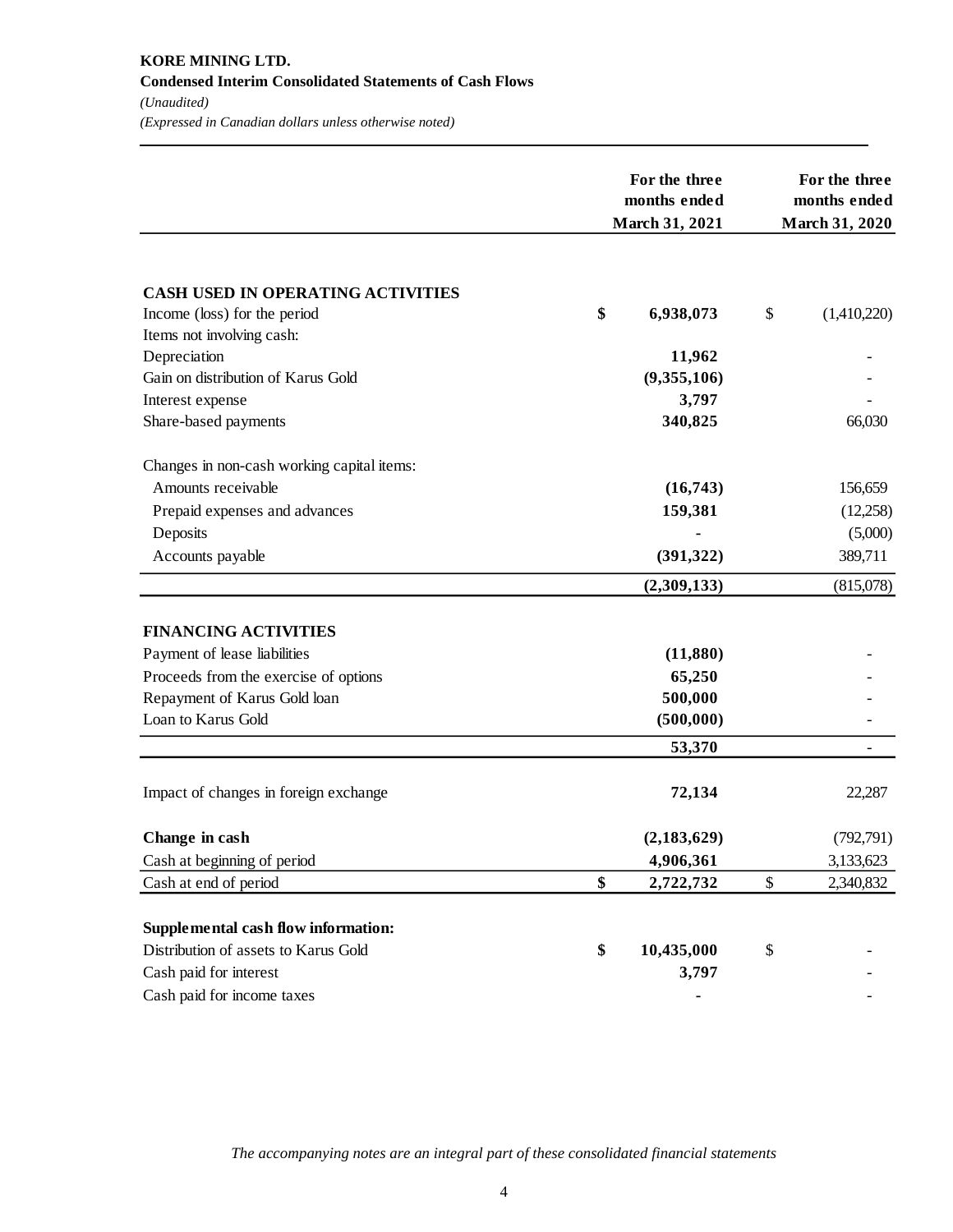**KORE MINING LTD.**
**Condensed Interim Consolidated Statements of Cash Flows**
*(Unaudited)*
*(Expressed in Canadian dollars unless otherwise noted)*

| | For the three months ended March 31, 2021 | For the three months ended March 31, 2020 |
|---|---|---|
| **CASH USED IN OPERATING ACTIVITIES** | | |
| Income (loss) for the period | $ 6,938,073 | $ (1,410,220) |
| Items not involving cash: | | |
| Depreciation | 11,962 | - |
| Gain on distribution of Karus Gold | (9,355,106) | - |
| Interest expense | 3,797 | - |
| Share-based payments | 340,825 | 66,030 |
| Changes in non-cash working capital items: | | |
| Amounts receivable | (16,743) | 156,659 |
| Prepaid expenses and advances | 159,381 | (12,258) |
| Deposits | - | (5,000) |
| Accounts payable | (391,322) | 389,711 |
| | (2,309,133) | (815,078) |
| **FINANCING ACTIVITIES** | | |
| Payment of lease liabilities | (11,880) | - |
| Proceeds from the exercise of options | 65,250 | - |
| Repayment of Karus Gold loan | 500,000 | - |
| Loan to Karus Gold | (500,000) | - |
| | 53,370 | - |
| Impact of changes in foreign exchange | 72,134 | 22,287 |
| **Change in cash** | (2,183,629) | (792,791) |
| Cash at beginning of period | 4,906,361 | 3,133,623 |
| Cash at end of period | $ 2,722,732 | $ 2,340,832 |
| **Supplemental cash flow information:** | | |
| Distribution of assets to Karus Gold | $ 10,435,000 | $ - |
| Cash paid for interest | 3,797 | - |
| Cash paid for income taxes | - | - |

*The accompanying notes are an integral part of these consolidated financial statements*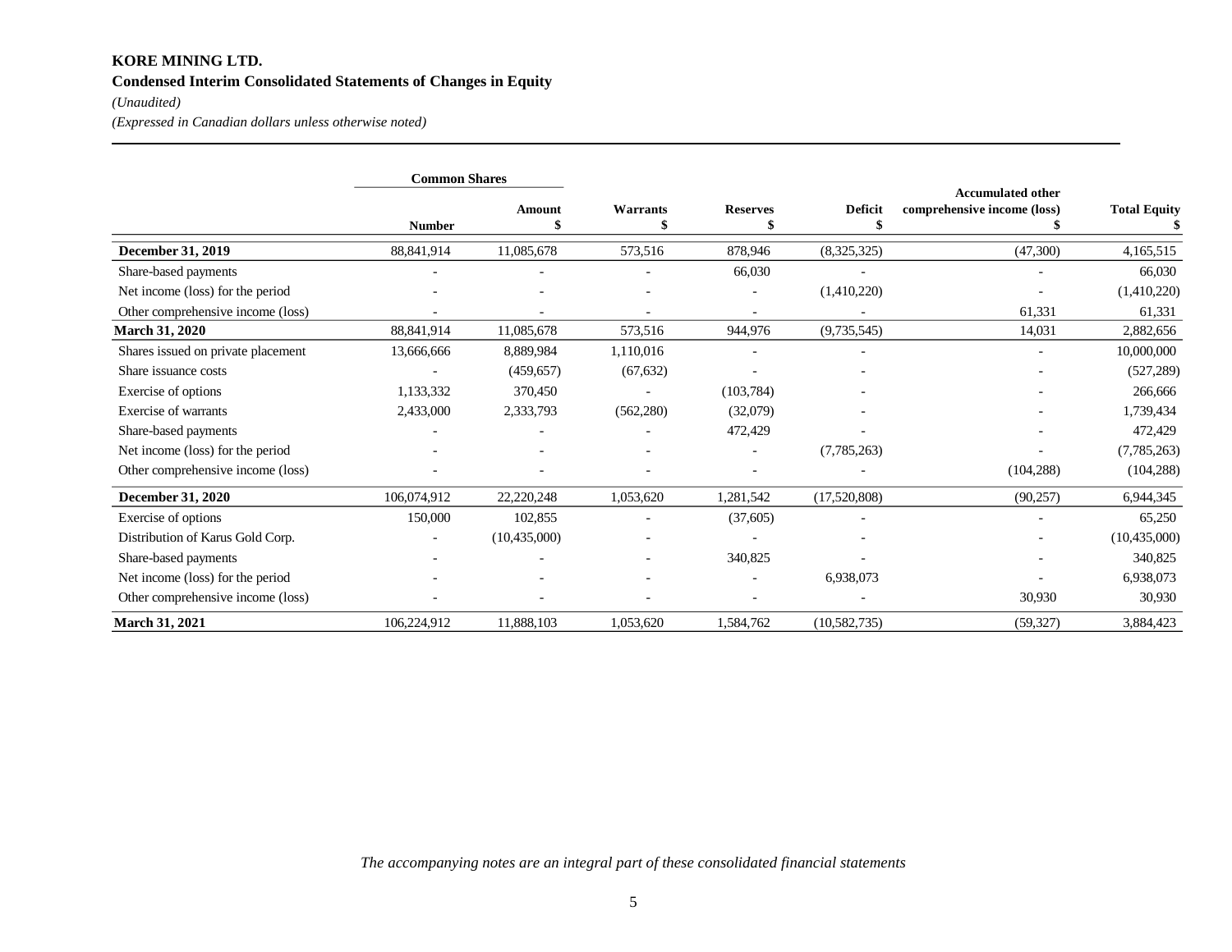**KORE MINING LTD.**

**Condensed Interim Consolidated Statements of Changes in Equity**

*(Unaudited)*

*(Expressed in Canadian dollars unless otherwise noted)*

| | Common Shares | | | | | | |
|---|---|---|---|---|---|---|---|
| | Number | Amount $ | Warrants $ | Reserves $ | Deficit $ | Accumulated other comprehensive income (loss) $ | Total Equity $ |
| **December 31, 2019** | 88,841,914 | 11,085,678 | 573,516 | 878,946 | (8,325,325) | (47,300) | 4,165,515 |
| Share-based payments | - | - | - | 66,030 | - | - | 66,030 |
| Net income (loss) for the period | - | - | - | - | (1,410,220) | - | (1,410,220) |
| Other comprehensive income (loss) | - | - | - | - | - | 61,331 | 61,331 |
| **March 31, 2020** | 88,841,914 | 11,085,678 | 573,516 | 944,976 | (9,735,545) | 14,031 | 2,882,656 |
| Shares issued on private placement | 13,666,666 | 8,889,984 | 1,110,016 | - | - | - | 10,000,000 |
| Share issuance costs | - | (459,657) | (67,632) | - | - | - | (527,289) |
| Exercise of options | 1,133,332 | 370,450 | - | (103,784) | - | - | 266,666 |
| Exercise of warrants | 2,433,000 | 2,333,793 | (562,280) | (32,079) | - | - | 1,739,434 |
| Share-based payments | - | - | - | 472,429 | - | - | 472,429 |
| Net income (loss) for the period | - | - | - | - | (7,785,263) | - | (7,785,263) |
| Other comprehensive income (loss) | - | - | - | - | - | (104,288) | (104,288) |
| **December 31, 2020** | 106,074,912 | 22,220,248 | 1,053,620 | 1,281,542 | (17,520,808) | (90,257) | 6,944,345 |
| Exercise of options | 150,000 | 102,855 | - | (37,605) | - | - | 65,250 |
| Distribution of Karus Gold Corp. | - | (10,435,000) | - | - | - | - | (10,435,000) |
| Share-based payments | - | - | - | 340,825 | - | - | 340,825 |
| Net income (loss) for the period | - | - | - | - | 6,938,073 | - | 6,938,073 |
| Other comprehensive income (loss) | - | - | - | - | - | 30,930 | 30,930 |
| **March 31, 2021** | 106,224,912 | 11,888,103 | 1,053,620 | 1,584,762 | (10,582,735) | (59,327) | 3,884,423 |

*The accompanying notes are an integral part of these consolidated financial statements*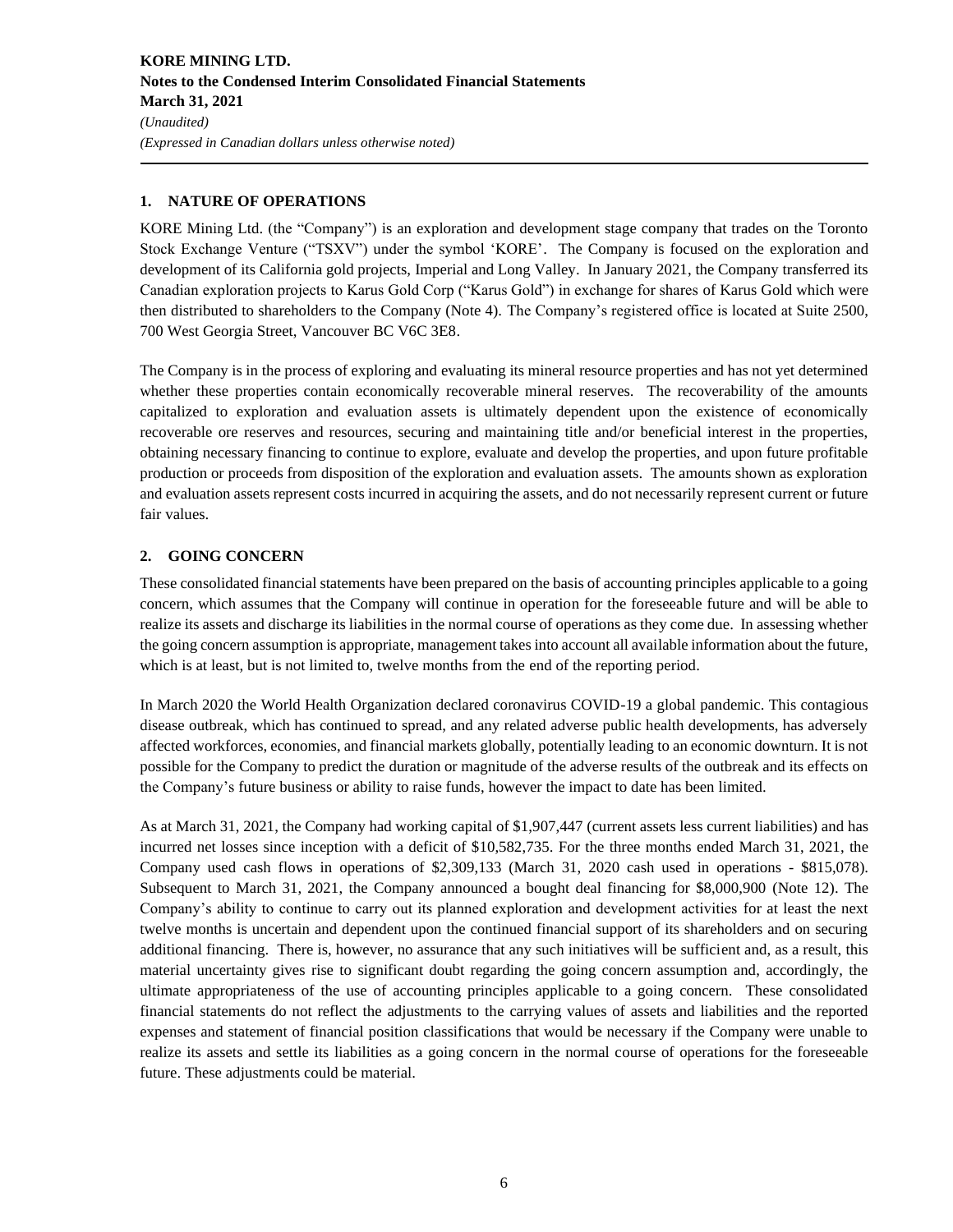## 1. NATURE OF OPERATIONS

KORE Mining Ltd. (the "Company") is an exploration and development stage company that trades on the Toronto Stock Exchange Venture ("TSXV") under the symbol 'KORE'. The Company is focused on the exploration and development of its California gold projects, Imperial and Long Valley. In January 2021, the Company transferred its Canadian exploration projects to Karus Gold Corp ("Karus Gold") in exchange for shares of Karus Gold which were then distributed to shareholders to the Company (Note 4). The Company's registered office is located at Suite 2500, 700 West Georgia Street, Vancouver BC V6C 3E8.

The Company is in the process of exploring and evaluating its mineral resource properties and has not yet determined whether these properties contain economically recoverable mineral reserves. The recoverability of the amounts capitalized to exploration and evaluation assets is ultimately dependent upon the existence of economically recoverable ore reserves and resources, securing and maintaining title and/or beneficial interest in the properties, obtaining necessary financing to continue to explore, evaluate and develop the properties, and upon future profitable production or proceeds from disposition of the exploration and evaluation assets. The amounts shown as exploration and evaluation assets represent costs incurred in acquiring the assets, and do not necessarily represent current or future fair values.

## 2. GOING CONCERN

These consolidated financial statements have been prepared on the basis of accounting principles applicable to a going concern, which assumes that the Company will continue in operation for the foreseeable future and will be able to realize its assets and discharge its liabilities in the normal course of operations as they come due. In assessing whether the going concern assumption is appropriate, management takes into account all available information about the future, which is at least, but is not limited to, twelve months from the end of the reporting period.

In March 2020 the World Health Organization declared coronavirus COVID-19 a global pandemic. This contagious disease outbreak, which has continued to spread, and any related adverse public health developments, has adversely affected workforces, economies, and financial markets globally, potentially leading to an economic downturn. It is not possible for the Company to predict the duration or magnitude of the adverse results of the outbreak and its effects on the Company's future business or ability to raise funds, however the impact to date has been limited.

As at March 31, 2021, the Company had working capital of $1,907,447 (current assets less current liabilities) and has incurred net losses since inception with a deficit of $10,582,735. For the three months ended March 31, 2021, the Company used cash flows in operations of $2,309,133 (March 31, 2020 cash used in operations - $815,078). Subsequent to March 31, 2021, the Company announced a bought deal financing for $8,000,900 (Note 12). The Company's ability to continue to carry out its planned exploration and development activities for at least the next twelve months is uncertain and dependent upon the continued financial support of its shareholders and on securing additional financing. There is, however, no assurance that any such initiatives will be sufficient and, as a result, this material uncertainty gives rise to significant doubt regarding the going concern assumption and, accordingly, the ultimate appropriateness of the use of accounting principles applicable to a going concern. These consolidated financial statements do not reflect the adjustments to the carrying values of assets and liabilities and the reported expenses and statement of financial position classifications that would be necessary if the Company were unable to realize its assets and settle its liabilities as a going concern in the normal course of operations for the foreseeable future. These adjustments could be material.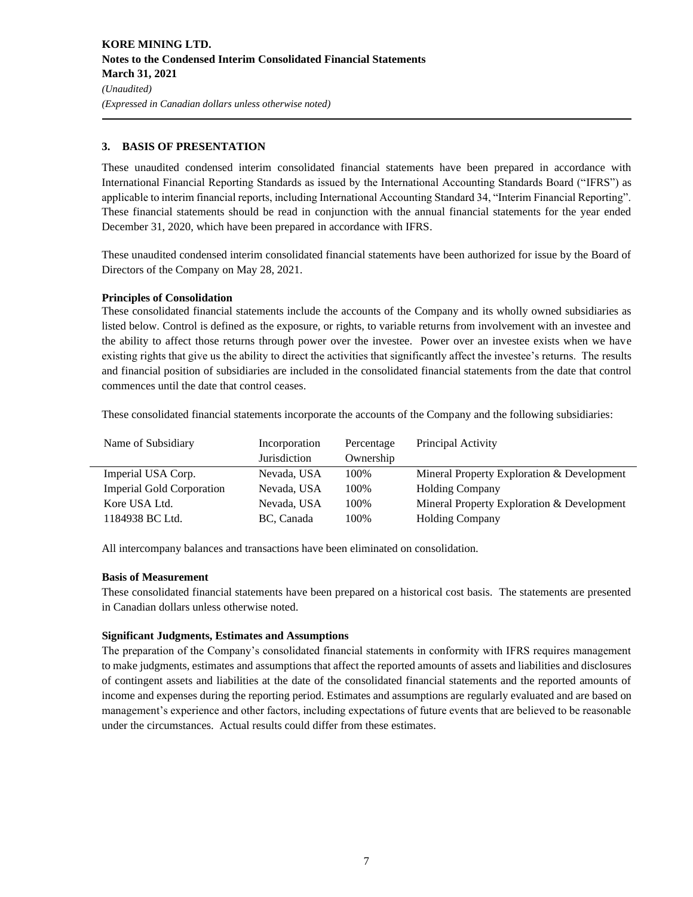## 3. BASIS OF PRESENTATION

These unaudited condensed interim consolidated financial statements have been prepared in accordance with International Financial Reporting Standards as issued by the International Accounting Standards Board ("IFRS") as applicable to interim financial reports, including International Accounting Standard 34, "Interim Financial Reporting". These financial statements should be read in conjunction with the annual financial statements for the year ended December 31, 2020, which have been prepared in accordance with IFRS.

These unaudited condensed interim consolidated financial statements have been authorized for issue by the Board of Directors of the Company on May 28, 2021.

**Principles of Consolidation**

These consolidated financial statements include the accounts of the Company and its wholly owned subsidiaries as listed below. Control is defined as the exposure, or rights, to variable returns from involvement with an investee and the ability to affect those returns through power over the investee. Power over an investee exists when we have existing rights that give us the ability to direct the activities that significantly affect the investee's returns. The results and financial position of subsidiaries are included in the consolidated financial statements from the date that control commences until the date that control ceases.

These consolidated financial statements incorporate the accounts of the Company and the following subsidiaries:

| Name of Subsidiary | Incorporation Jurisdiction | Percentage Ownership | Principal Activity |
|---|---|---|---|
| Imperial USA Corp. | Nevada, USA | 100% | Mineral Property Exploration & Development |
| Imperial Gold Corporation | Nevada, USA | 100% | Holding Company |
| Kore USA Ltd. | Nevada, USA | 100% | Mineral Property Exploration & Development |
| 1184938 BC Ltd. | BC, Canada | 100% | Holding Company |

All intercompany balances and transactions have been eliminated on consolidation.

**Basis of Measurement**

These consolidated financial statements have been prepared on a historical cost basis. The statements are presented in Canadian dollars unless otherwise noted.

**Significant Judgments, Estimates and Assumptions**

The preparation of the Company's consolidated financial statements in conformity with IFRS requires management to make judgments, estimates and assumptions that affect the reported amounts of assets and liabilities and disclosures of contingent assets and liabilities at the date of the consolidated financial statements and the reported amounts of income and expenses during the reporting period. Estimates and assumptions are regularly evaluated and are based on management's experience and other factors, including expectations of future events that are believed to be reasonable under the circumstances. Actual results could differ from these estimates.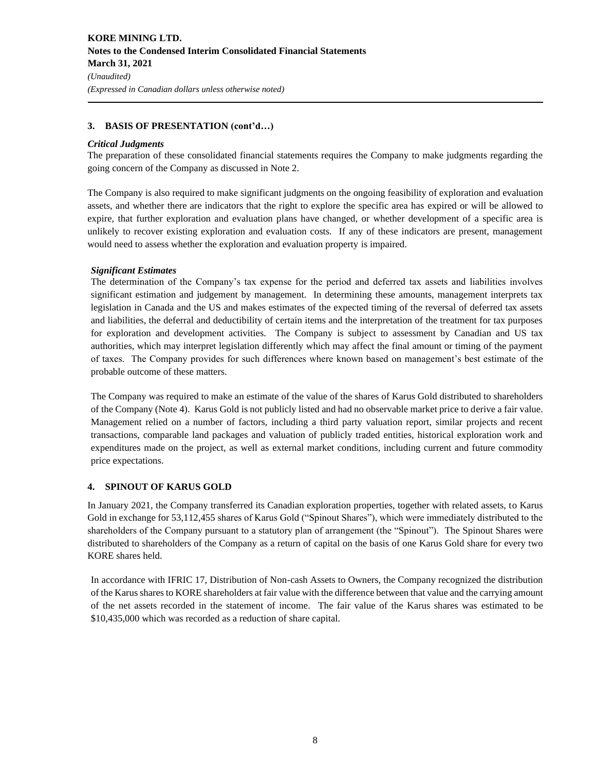## 3. BASIS OF PRESENTATION (cont'd…)

### *Critical Judgments*

The preparation of these consolidated financial statements requires the Company to make judgments regarding the going concern of the Company as discussed in Note 2.

The Company is also required to make significant judgments on the ongoing feasibility of exploration and evaluation assets, and whether there are indicators that the right to explore the specific area has expired or will be allowed to expire, that further exploration and evaluation plans have changed, or whether development of a specific area is unlikely to recover existing exploration and evaluation costs. If any of these indicators are present, management would need to assess whether the exploration and evaluation property is impaired.

### *Significant Estimates*

The determination of the Company's tax expense for the period and deferred tax assets and liabilities involves significant estimation and judgement by management. In determining these amounts, management interprets tax legislation in Canada and the US and makes estimates of the expected timing of the reversal of deferred tax assets and liabilities, the deferral and deductibility of certain items and the interpretation of the treatment for tax purposes for exploration and development activities. The Company is subject to assessment by Canadian and US tax authorities, which may interpret legislation differently which may affect the final amount or timing of the payment of taxes. The Company provides for such differences where known based on management's best estimate of the probable outcome of these matters.

The Company was required to make an estimate of the value of the shares of Karus Gold distributed to shareholders of the Company (Note 4). Karus Gold is not publicly listed and had no observable market price to derive a fair value. Management relied on a number of factors, including a third party valuation report, similar projects and recent transactions, comparable land packages and valuation of publicly traded entities, historical exploration work and expenditures made on the project, as well as external market conditions, including current and future commodity price expectations.

## 4. SPINOUT OF KARUS GOLD

In January 2021, the Company transferred its Canadian exploration properties, together with related assets, to Karus Gold in exchange for 53,112,455 shares of Karus Gold ("Spinout Shares"), which were immediately distributed to the shareholders of the Company pursuant to a statutory plan of arrangement (the "Spinout"). The Spinout Shares were distributed to shareholders of the Company as a return of capital on the basis of one Karus Gold share for every two KORE shares held.

In accordance with IFRIC 17, Distribution of Non-cash Assets to Owners, the Company recognized the distribution of the Karus shares to KORE shareholders at fair value with the difference between that value and the carrying amount of the net assets recorded in the statement of income. The fair value of the Karus shares was estimated to be $10,435,000 which was recorded as a reduction of share capital.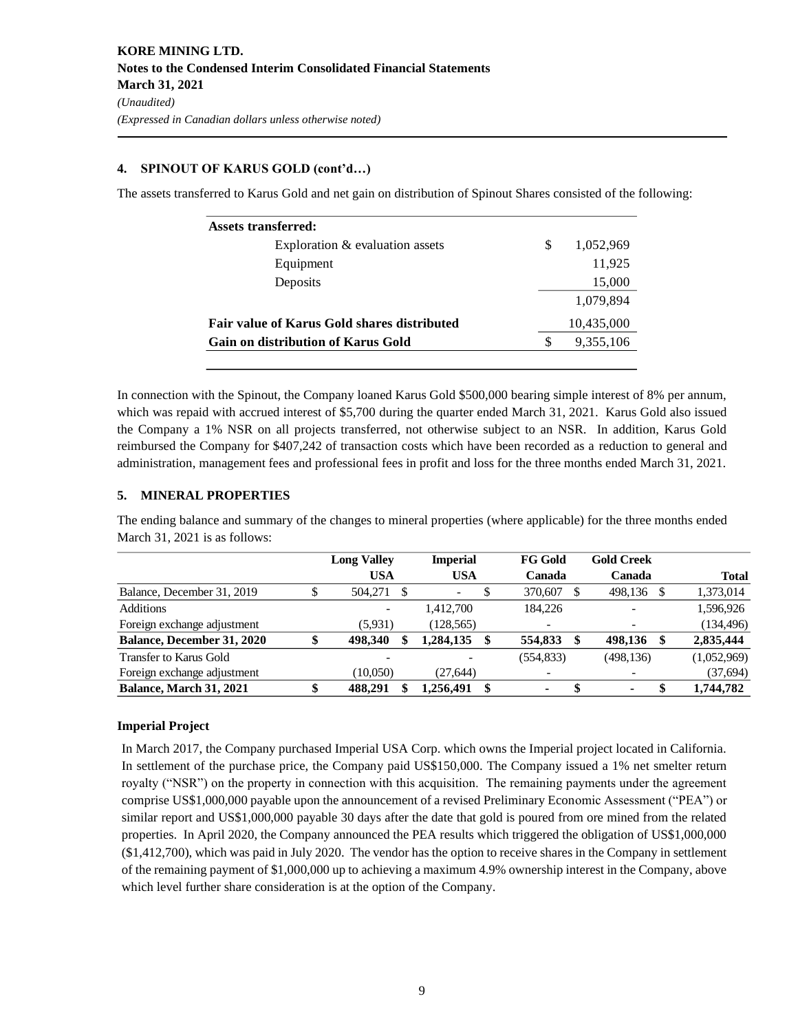## 4. SPINOUT OF KARUS GOLD (cont'd…)

The assets transferred to Karus Gold and net gain on distribution of Spinout Shares consisted of the following:

| | |
|---|---|
| **Assets transferred:** | |
| Exploration & evaluation assets | $ 1,052,969 |
| Equipment | 11,925 |
| Deposits | 15,000 |
| | 1,079,894 |
| **Fair value of Karus Gold shares distributed** | 10,435,000 |
| **Gain on distribution of Karus Gold** | $ 9,355,106 |

In connection with the Spinout, the Company loaned Karus Gold $500,000 bearing simple interest of 8% per annum, which was repaid with accrued interest of $5,700 during the quarter ended March 31, 2021. Karus Gold also issued the Company a 1% NSR on all projects transferred, not otherwise subject to an NSR. In addition, Karus Gold reimbursed the Company for $407,242 of transaction costs which have been recorded as a reduction to general and administration, management fees and professional fees in profit and loss for the three months ended March 31, 2021.

## 5. MINERAL PROPERTIES

The ending balance and summary of the changes to mineral properties (where applicable) for the three months ended March 31, 2021 is as follows:

| | Long Valley USA | Imperial USA | FG Gold Canada | Gold Creek Canada | Total |
|---|---|---|---|---|---|
| Balance, December 31, 2019 | $ 504,271 | $ - | $ 370,607 | $ 498,136 | $ 1,373,014 |
| Additions | - | 1,412,700 | 184,226 | - | 1,596,926 |
| Foreign exchange adjustment | (5,931) | (128,565) | - | - | (134,496) |
| **Balance, December 31, 2020** | **$ 498,340** | **$ 1,284,135** | **$ 554,833** | **$ 498,136** | **$ 2,835,444** |
| Transfer to Karus Gold | - | - | (554,833) | (498,136) | (1,052,969) |
| Foreign exchange adjustment | (10,050) | (27,644) | - | - | (37,694) |
| **Balance, March 31, 2021** | **$ 488,291** | **$ 1,256,491** | **$ -** | **$ -** | **$ 1,744,782** |

### Imperial Project

In March 2017, the Company purchased Imperial USA Corp. which owns the Imperial project located in California. In settlement of the purchase price, the Company paid US$150,000. The Company issued a 1% net smelter return royalty ("NSR") on the property in connection with this acquisition. The remaining payments under the agreement comprise US$1,000,000 payable upon the announcement of a revised Preliminary Economic Assessment ("PEA") or similar report and US$1,000,000 payable 30 days after the date that gold is poured from ore mined from the related properties. In April 2020, the Company announced the PEA results which triggered the obligation of US$1,000,000 ($1,412,700), which was paid in July 2020. The vendor has the option to receive shares in the Company in settlement of the remaining payment of $1,000,000 up to achieving a maximum 4.9% ownership interest in the Company, above which level further share consideration is at the option of the Company.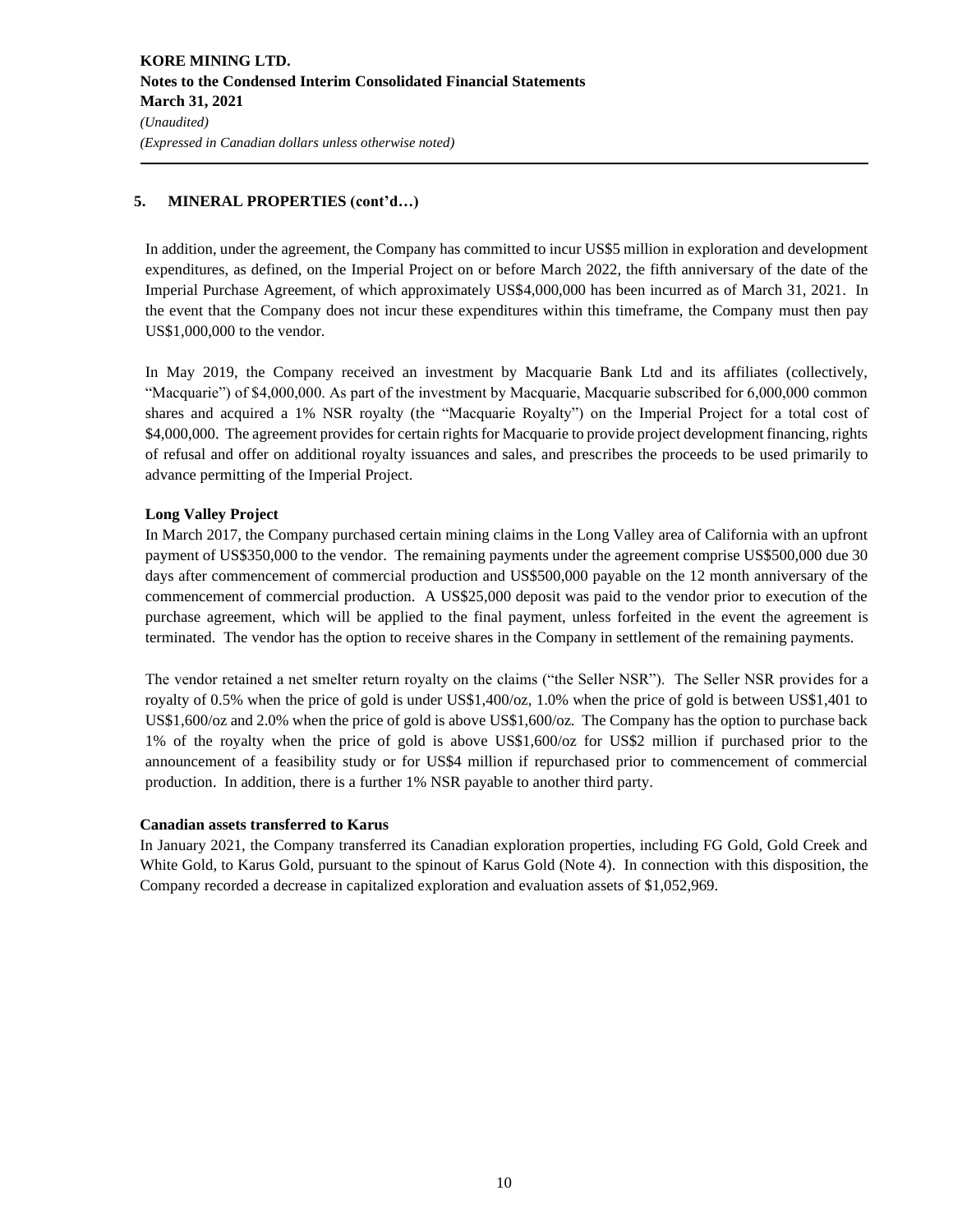## 5. MINERAL PROPERTIES (cont'd…)

In addition, under the agreement, the Company has committed to incur US$5 million in exploration and development expenditures, as defined, on the Imperial Project on or before March 2022, the fifth anniversary of the date of the Imperial Purchase Agreement, of which approximately US$4,000,000 has been incurred as of March 31, 2021. In the event that the Company does not incur these expenditures within this timeframe, the Company must then pay US$1,000,000 to the vendor.

In May 2019, the Company received an investment by Macquarie Bank Ltd and its affiliates (collectively, "Macquarie") of $4,000,000. As part of the investment by Macquarie, Macquarie subscribed for 6,000,000 common shares and acquired a 1% NSR royalty (the "Macquarie Royalty") on the Imperial Project for a total cost of $4,000,000. The agreement provides for certain rights for Macquarie to provide project development financing, rights of refusal and offer on additional royalty issuances and sales, and prescribes the proceeds to be used primarily to advance permitting of the Imperial Project.

### Long Valley Project

In March 2017, the Company purchased certain mining claims in the Long Valley area of California with an upfront payment of US$350,000 to the vendor. The remaining payments under the agreement comprise US$500,000 due 30 days after commencement of commercial production and US$500,000 payable on the 12 month anniversary of the commencement of commercial production. A US$25,000 deposit was paid to the vendor prior to execution of the purchase agreement, which will be applied to the final payment, unless forfeited in the event the agreement is terminated. The vendor has the option to receive shares in the Company in settlement of the remaining payments.

The vendor retained a net smelter return royalty on the claims ("the Seller NSR"). The Seller NSR provides for a royalty of 0.5% when the price of gold is under US$1,400/oz, 1.0% when the price of gold is between US$1,401 to US$1,600/oz and 2.0% when the price of gold is above US$1,600/oz. The Company has the option to purchase back 1% of the royalty when the price of gold is above US$1,600/oz for US$2 million if purchased prior to the announcement of a feasibility study or for US$4 million if repurchased prior to commencement of commercial production. In addition, there is a further 1% NSR payable to another third party.

### Canadian assets transferred to Karus

In January 2021, the Company transferred its Canadian exploration properties, including FG Gold, Gold Creek and White Gold, to Karus Gold, pursuant to the spinout of Karus Gold (Note 4). In connection with this disposition, the Company recorded a decrease in capitalized exploration and evaluation assets of $1,052,969.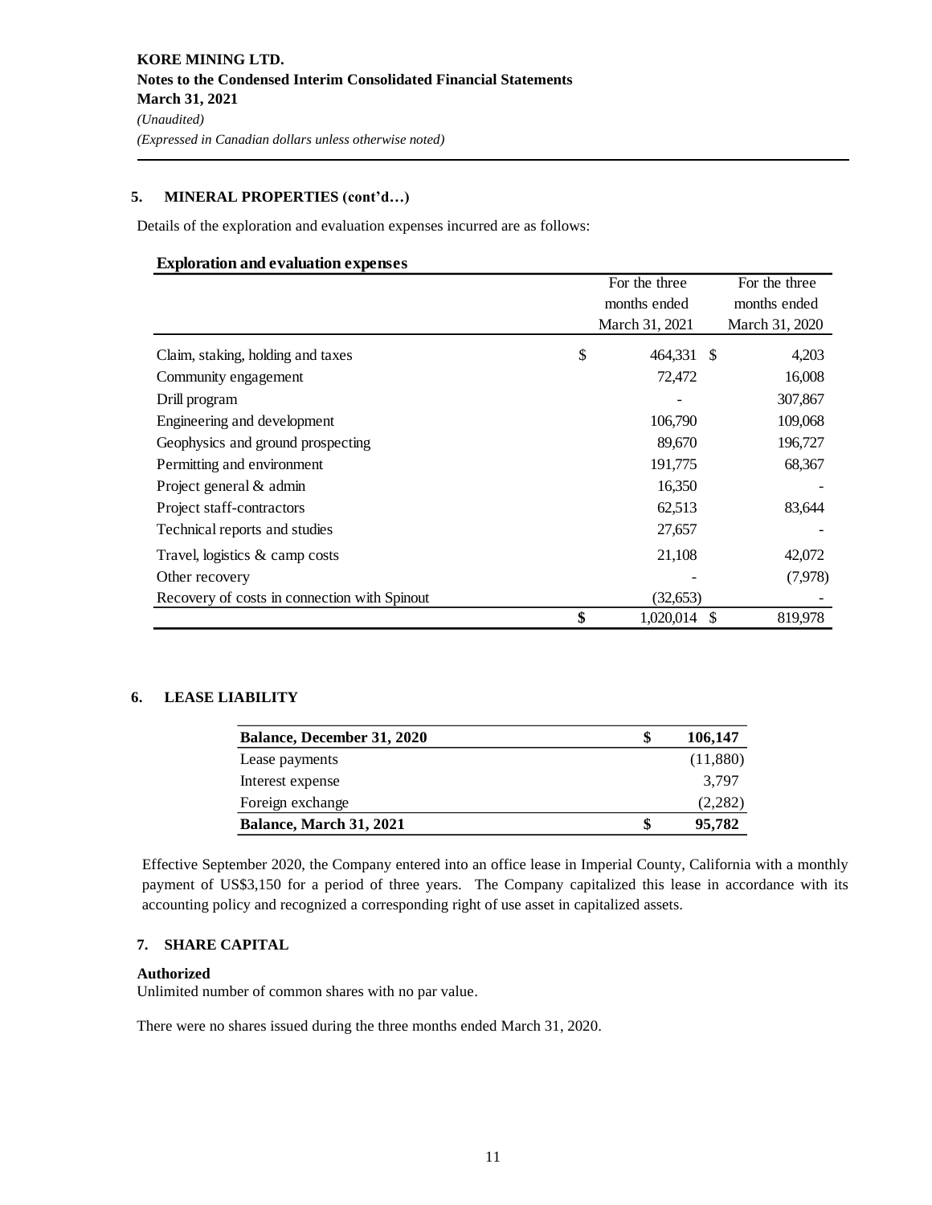## 5. MINERAL PROPERTIES (cont'd…)

Details of the exploration and evaluation expenses incurred are as follows:

**Exploration and evaluation expenses**

| | For the three months ended March 31, 2021 | For the three months ended March 31, 2020 |
|---|---|---|
| Claim, staking, holding and taxes | $ 464,331 | $ 4,203 |
| Community engagement | 72,472 | 16,008 |
| Drill program | - | 307,867 |
| Engineering and development | 106,790 | 109,068 |
| Geophysics and ground prospecting | 89,670 | 196,727 |
| Permitting and environment | 191,775 | 68,367 |
| Project general & admin | 16,350 | - |
| Project staff-contractors | 62,513 | 83,644 |
| Technical reports and studies | 27,657 | - |
| Travel, logistics & camp costs | 21,108 | 42,072 |
| Other recovery | - | (7,978) |
| Recovery of costs in connection with Spinout | (32,653) | - |
| | **$** 1,020,014 | $ 819,978 |

## 6. LEASE LIABILITY

| | |
|---|---|
| **Balance, December 31, 2020** | **$ 106,147** |
| Lease payments | (11,880) |
| Interest expense | 3,797 |
| Foreign exchange | (2,282) |
| **Balance, March 31, 2021** | **$ 95,782** |

Effective September 2020, the Company entered into an office lease in Imperial County, California with a monthly payment of US$3,150 for a period of three years. The Company capitalized this lease in accordance with its accounting policy and recognized a corresponding right of use asset in capitalized assets.

## 7. SHARE CAPITAL

**Authorized**
Unlimited number of common shares with no par value.

There were no shares issued during the three months ended March 31, 2020.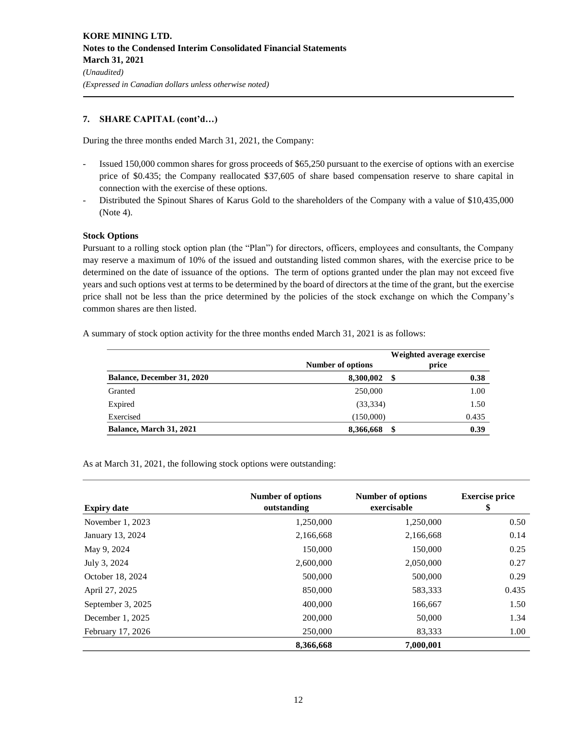### 7. SHARE CAPITAL (cont'd…)

During the three months ended March 31, 2021, the Company:

- Issued 150,000 common shares for gross proceeds of $65,250 pursuant to the exercise of options with an exercise price of $0.435; the Company reallocated $37,605 of share based compensation reserve to share capital in connection with the exercise of these options.
- Distributed the Spinout Shares of Karus Gold to the shareholders of the Company with a value of $10,435,000 (Note 4).

**Stock Options**

Pursuant to a rolling stock option plan (the "Plan") for directors, officers, employees and consultants, the Company may reserve a maximum of 10% of the issued and outstanding listed common shares, with the exercise price to be determined on the date of issuance of the options. The term of options granted under the plan may not exceed five years and such options vest at terms to be determined by the board of directors at the time of the grant, but the exercise price shall not be less than the price determined by the policies of the stock exchange on which the Company's common shares are then listed.

A summary of stock option activity for the three months ended March 31, 2021 is as follows:

| | Number of options | Weighted average exercise price |
|---|---|---|
| **Balance, December 31, 2020** | **8,300,002** | **$ 0.38** |
| Granted | 250,000 | 1.00 |
| Expired | (33,334) | 1.50 |
| Exercised | (150,000) | 0.435 |
| **Balance, March 31, 2021** | **8,366,668** | **$ 0.39** |

As at March 31, 2021, the following stock options were outstanding:

| Expiry date | Number of options outstanding | Number of options exercisable | Exercise price $ |
|---|---|---|---|
| November 1, 2023 | 1,250,000 | 1,250,000 | 0.50 |
| January 13, 2024 | 2,166,668 | 2,166,668 | 0.14 |
| May 9, 2024 | 150,000 | 150,000 | 0.25 |
| July 3, 2024 | 2,600,000 | 2,050,000 | 0.27 |
| October 18, 2024 | 500,000 | 500,000 | 0.29 |
| April 27, 2025 | 850,000 | 583,333 | 0.435 |
| September 3, 2025 | 400,000 | 166,667 | 1.50 |
| December 1, 2025 | 200,000 | 50,000 | 1.34 |
| February 17, 2026 | 250,000 | 83,333 | 1.00 |
| | **8,366,668** | **7,000,001** | |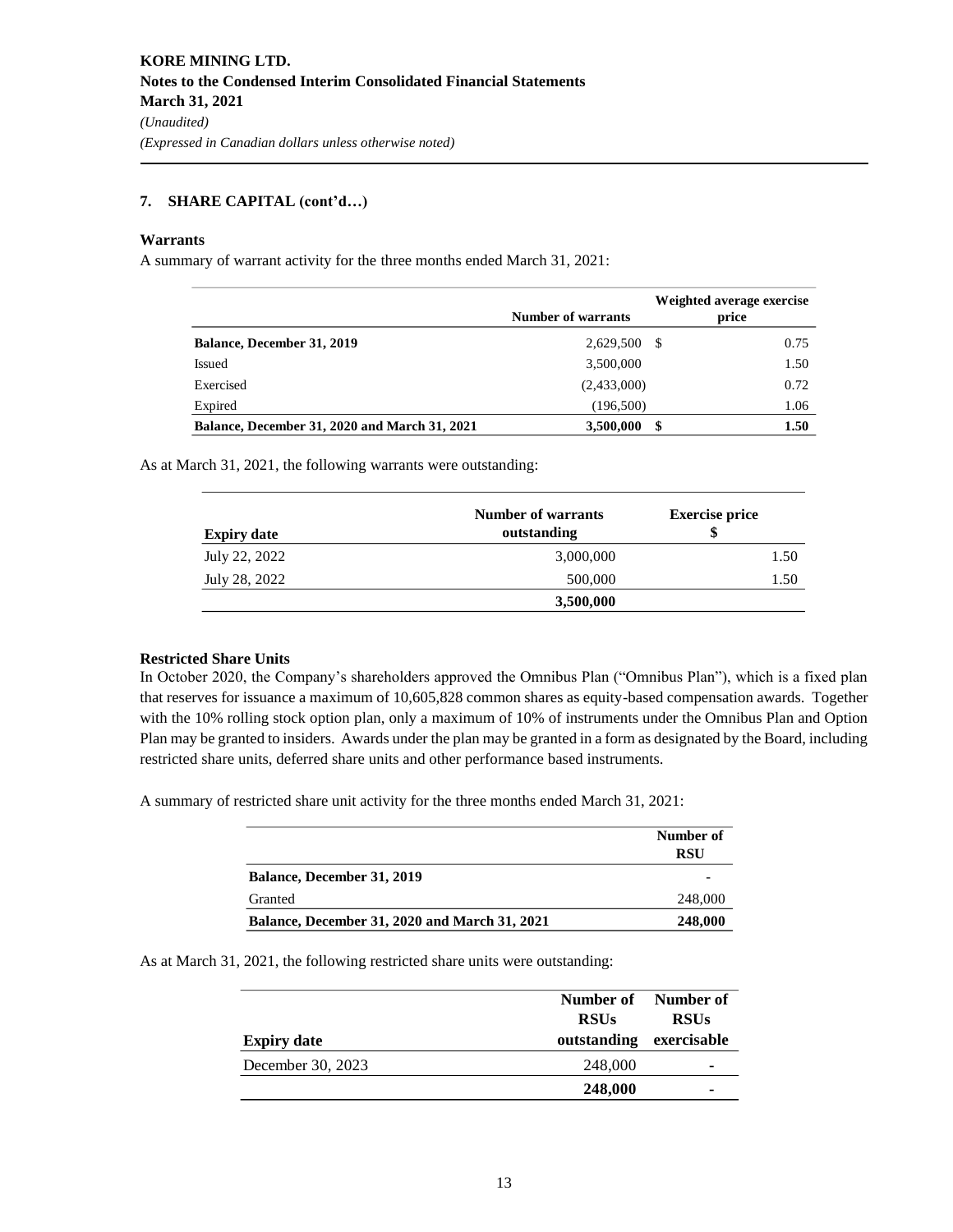### 7. SHARE CAPITAL (cont'd…)

#### Warrants

A summary of warrant activity for the three months ended March 31, 2021:

| | Number of warrants | Weighted average exercise price |
|---|---|---|
| **Balance, December 31, 2019** | 2,629,500 | $ 0.75 |
| Issued | 3,500,000 | 1.50 |
| Exercised | (2,433,000) | 0.72 |
| Expired | (196,500) | 1.06 |
| **Balance, December 31, 2020 and March 31, 2021** | **3,500,000** | **$ 1.50** |

As at March 31, 2021, the following warrants were outstanding:

| Expiry date | Number of warrants outstanding | Exercise price $ |
|---|---|---|
| July 22, 2022 | 3,000,000 | 1.50 |
| July 28, 2022 | 500,000 | 1.50 |
| | **3,500,000** | |

#### Restricted Share Units

In October 2020, the Company's shareholders approved the Omnibus Plan ("Omnibus Plan"), which is a fixed plan that reserves for issuance a maximum of 10,605,828 common shares as equity-based compensation awards. Together with the 10% rolling stock option plan, only a maximum of 10% of instruments under the Omnibus Plan and Option Plan may be granted to insiders. Awards under the plan may be granted in a form as designated by the Board, including restricted share units, deferred share units and other performance based instruments.

A summary of restricted share unit activity for the three months ended March 31, 2021:

| | Number of RSU |
|---|---|
| **Balance, December 31, 2019** | - |
| Granted | 248,000 |
| **Balance, December 31, 2020 and March 31, 2021** | **248,000** |

As at March 31, 2021, the following restricted share units were outstanding:

| Expiry date | Number of RSUs outstanding | Number of RSUs exercisable |
|---|---|---|
| December 30, 2023 | 248,000 | - |
| | **248,000** | **-** |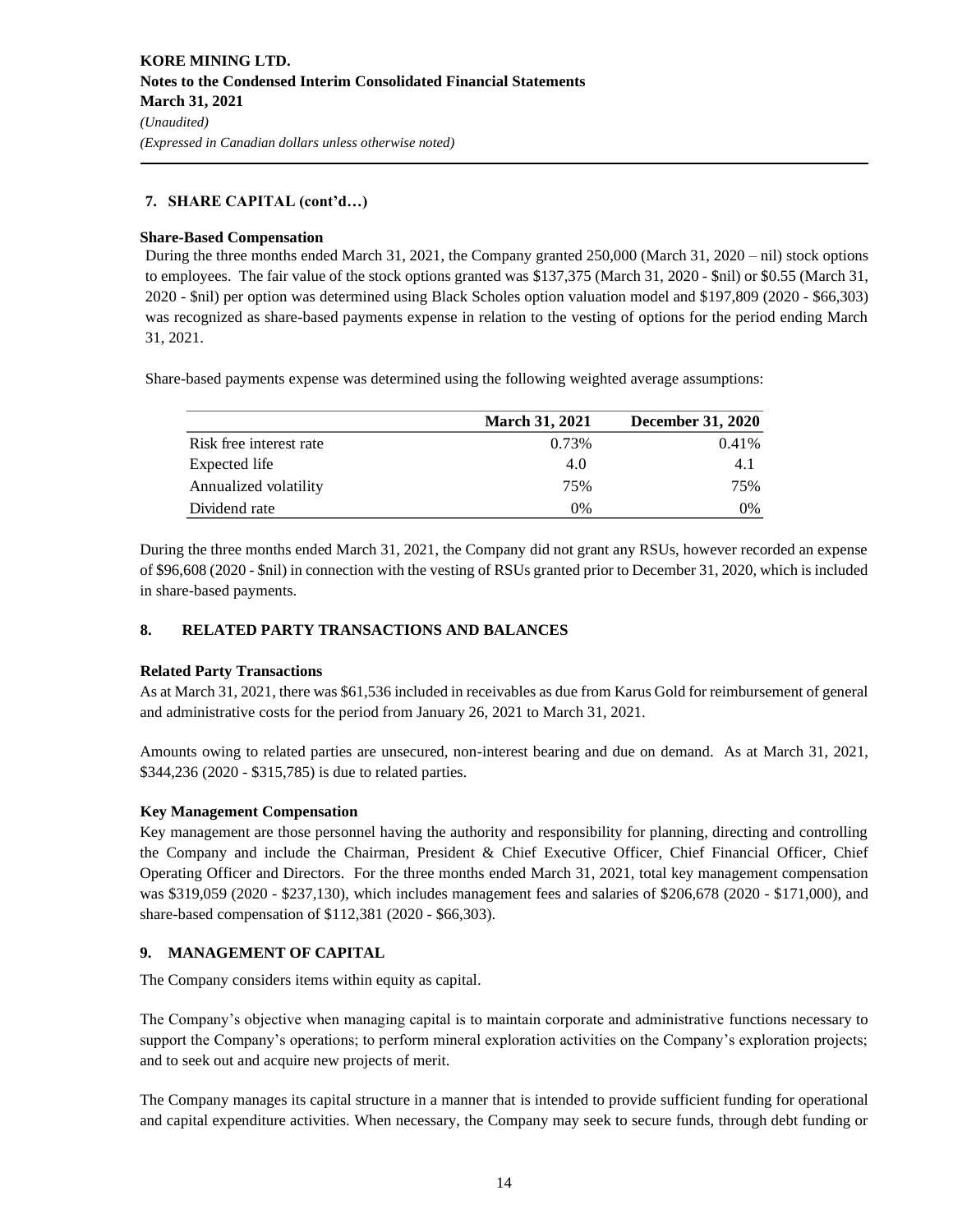**7. SHARE CAPITAL (cont'd…)**

**Share-Based Compensation**

During the three months ended March 31, 2021, the Company granted 250,000 (March 31, 2020 – nil) stock options to employees. The fair value of the stock options granted was $137,375 (March 31, 2020 - $nil) or $0.55 (March 31, 2020 - $nil) per option was determined using Black Scholes option valuation model and $197,809 (2020 - $66,303) was recognized as share-based payments expense in relation to the vesting of options for the period ending March 31, 2021.

Share-based payments expense was determined using the following weighted average assumptions:

| | March 31, 2021 | December 31, 2020 |
|---|---|---|
| Risk free interest rate | 0.73% | 0.41% |
| Expected life | 4.0 | 4.1 |
| Annualized volatility | 75% | 75% |
| Dividend rate | 0% | 0% |

During the three months ended March 31, 2021, the Company did not grant any RSUs, however recorded an expense of $96,608 (2020 - $nil) in connection with the vesting of RSUs granted prior to December 31, 2020, which is included in share-based payments.

## 8. RELATED PARTY TRANSACTIONS AND BALANCES

**Related Party Transactions**

As at March 31, 2021, there was $61,536 included in receivables as due from Karus Gold for reimbursement of general and administrative costs for the period from January 26, 2021 to March 31, 2021.

Amounts owing to related parties are unsecured, non-interest bearing and due on demand. As at March 31, 2021, $344,236 (2020 - $315,785) is due to related parties.

**Key Management Compensation**

Key management are those personnel having the authority and responsibility for planning, directing and controlling the Company and include the Chairman, President & Chief Executive Officer, Chief Financial Officer, Chief Operating Officer and Directors. For the three months ended March 31, 2021, total key management compensation was $319,059 (2020 - $237,130), which includes management fees and salaries of $206,678 (2020 - $171,000), and share-based compensation of $112,381 (2020 - $66,303).

## 9. MANAGEMENT OF CAPITAL

The Company considers items within equity as capital.

The Company's objective when managing capital is to maintain corporate and administrative functions necessary to support the Company's operations; to perform mineral exploration activities on the Company's exploration projects; and to seek out and acquire new projects of merit.

The Company manages its capital structure in a manner that is intended to provide sufficient funding for operational and capital expenditure activities. When necessary, the Company may seek to secure funds, through debt funding or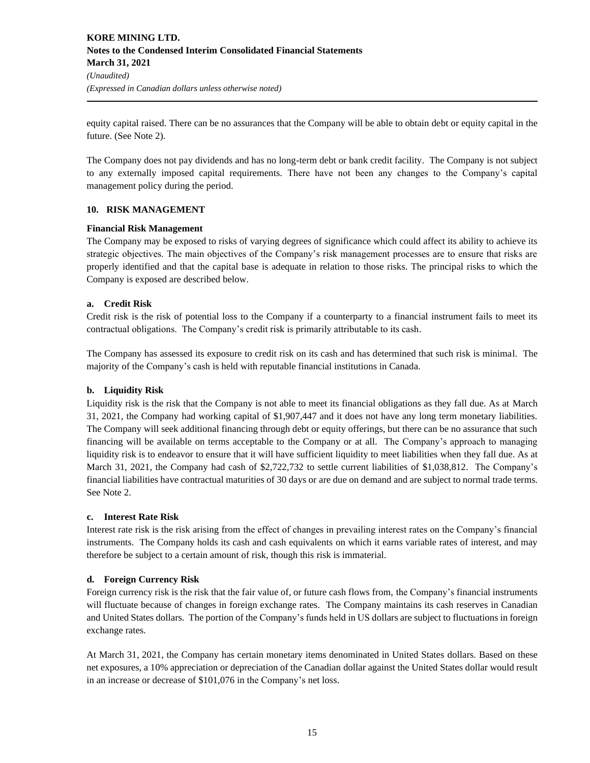equity capital raised. There can be no assurances that the Company will be able to obtain debt or equity capital in the future. (See Note 2).

The Company does not pay dividends and has no long-term debt or bank credit facility. The Company is not subject to any externally imposed capital requirements. There have not been any changes to the Company's capital management policy during the period.

## 10. RISK MANAGEMENT

### Financial Risk Management

The Company may be exposed to risks of varying degrees of significance which could affect its ability to achieve its strategic objectives. The main objectives of the Company's risk management processes are to ensure that risks are properly identified and that the capital base is adequate in relation to those risks. The principal risks to which the Company is exposed are described below.

#### a. Credit Risk

Credit risk is the risk of potential loss to the Company if a counterparty to a financial instrument fails to meet its contractual obligations. The Company's credit risk is primarily attributable to its cash.

The Company has assessed its exposure to credit risk on its cash and has determined that such risk is minimal. The majority of the Company's cash is held with reputable financial institutions in Canada.

#### b. Liquidity Risk

Liquidity risk is the risk that the Company is not able to meet its financial obligations as they fall due. As at March 31, 2021, the Company had working capital of $1,907,447 and it does not have any long term monetary liabilities. The Company will seek additional financing through debt or equity offerings, but there can be no assurance that such financing will be available on terms acceptable to the Company or at all. The Company's approach to managing liquidity risk is to endeavor to ensure that it will have sufficient liquidity to meet liabilities when they fall due. As at March 31, 2021, the Company had cash of $2,722,732 to settle current liabilities of $1,038,812. The Company's financial liabilities have contractual maturities of 30 days or are due on demand and are subject to normal trade terms. See Note 2.

#### c. Interest Rate Risk

Interest rate risk is the risk arising from the effect of changes in prevailing interest rates on the Company's financial instruments. The Company holds its cash and cash equivalents on which it earns variable rates of interest, and may therefore be subject to a certain amount of risk, though this risk is immaterial.

#### d. Foreign Currency Risk

Foreign currency risk is the risk that the fair value of, or future cash flows from, the Company's financial instruments will fluctuate because of changes in foreign exchange rates. The Company maintains its cash reserves in Canadian and United States dollars. The portion of the Company's funds held in US dollars are subject to fluctuations in foreign exchange rates.

At March 31, 2021, the Company has certain monetary items denominated in United States dollars. Based on these net exposures, a 10% appreciation or depreciation of the Canadian dollar against the United States dollar would result in an increase or decrease of $101,076 in the Company's net loss.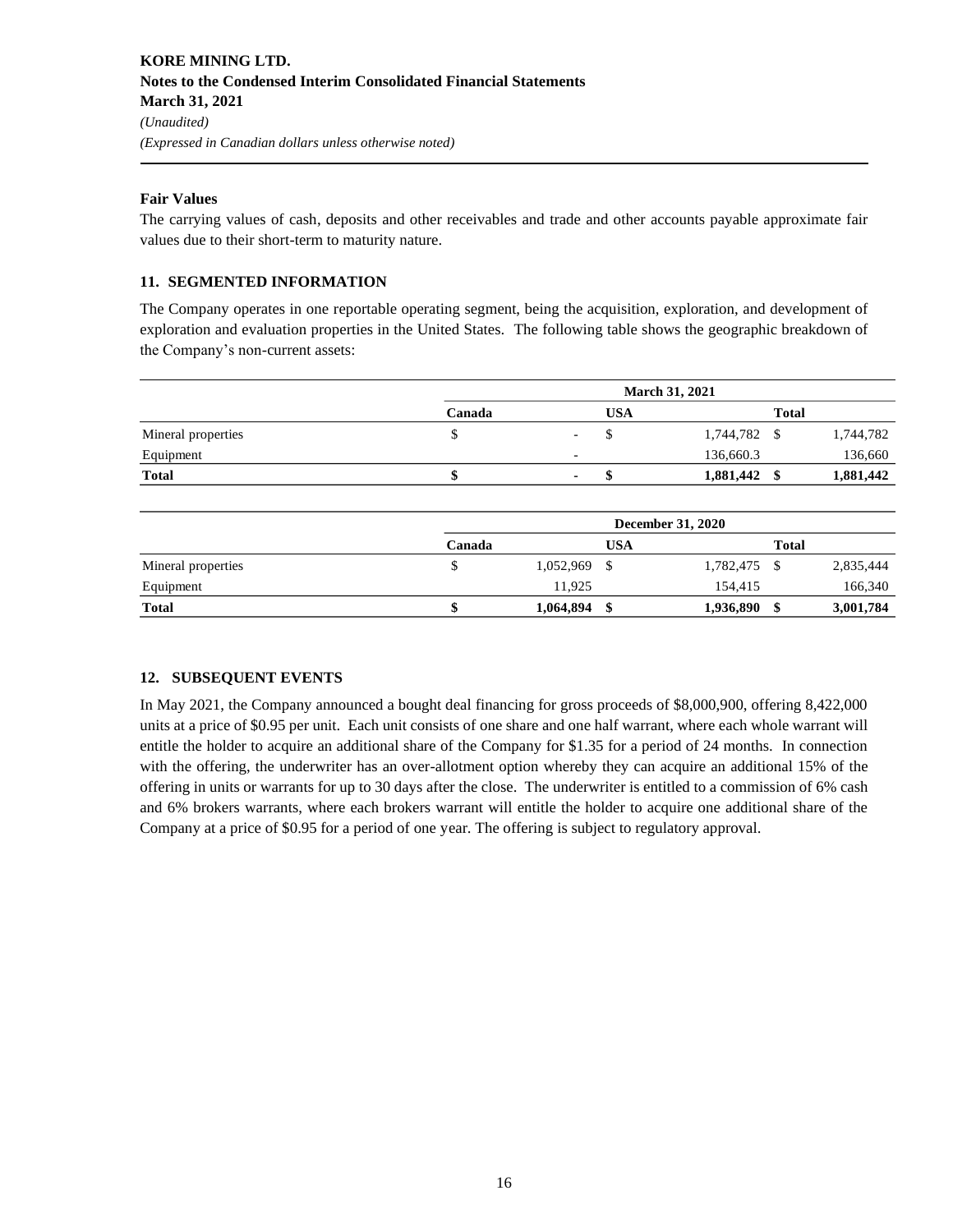**KORE MINING LTD.**
**Notes to the Condensed Interim Consolidated Financial Statements**
**March 31, 2021**
*(Unaudited)*
*(Expressed in Canadian dollars unless otherwise noted)*

**Fair Values**

The carrying values of cash, deposits and other receivables and trade and other accounts payable approximate fair values due to their short-term to maturity nature.

## 11. SEGMENTED INFORMATION

The Company operates in one reportable operating segment, being the acquisition, exploration, and development of exploration and evaluation properties in the United States. The following table shows the geographic breakdown of the Company's non-current assets:

| | **March 31, 2021** | | |
|---|---|---|---|
| | **Canada** | **USA** | **Total** |
| Mineral properties | $ - | $ 1,744,782 | $ 1,744,782 |
| Equipment | - | 136,660.3 | 136,660 |
| **Total** | **$ -** | **$ 1,881,442** | **$ 1,881,442** |

| | **December 31, 2020** | | |
|---|---|---|---|
| | **Canada** | **USA** | **Total** |
| Mineral properties | $ 1,052,969 | $ 1,782,475 | $ 2,835,444 |
| Equipment | 11,925 | 154,415 | 166,340 |
| **Total** | **$ 1,064,894** | **$ 1,936,890** | **$ 3,001,784** |

## 12. SUBSEQUENT EVENTS

In May 2021, the Company announced a bought deal financing for gross proceeds of $8,000,900, offering 8,422,000 units at a price of $0.95 per unit. Each unit consists of one share and one half warrant, where each whole warrant will entitle the holder to acquire an additional share of the Company for $1.35 for a period of 24 months. In connection with the offering, the underwriter has an over-allotment option whereby they can acquire an additional 15% of the offering in units or warrants for up to 30 days after the close. The underwriter is entitled to a commission of 6% cash and 6% brokers warrants, where each brokers warrant will entitle the holder to acquire one additional share of the Company at a price of $0.95 for a period of one year. The offering is subject to regulatory approval.